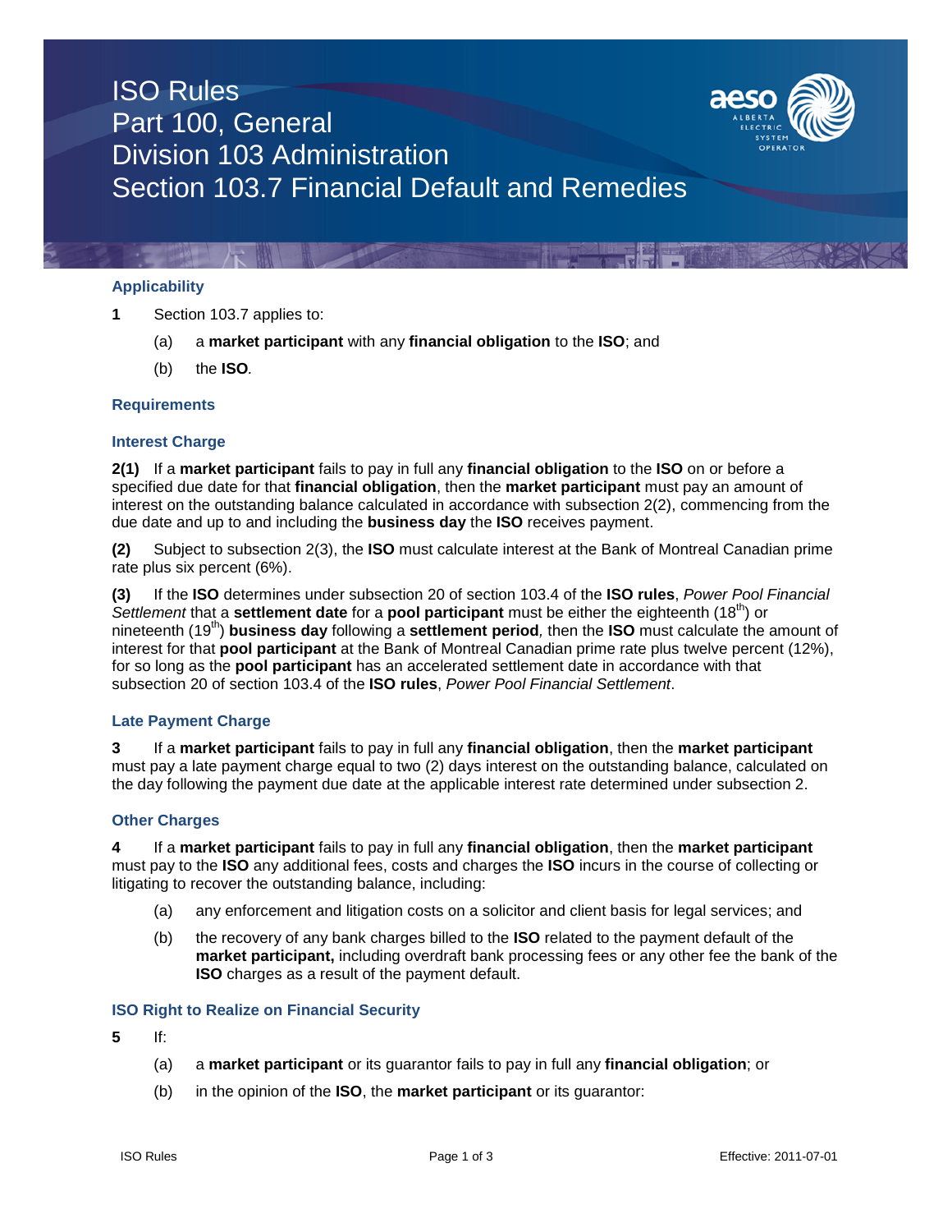# ISO Rules
# Part 100, General
# Division 103 Administration
# Section 103.7 Financial Default and Remedies

## Applicability

**1** Section 103.7 applies to:

(a) a **market participant** with any **financial obligation** to the **ISO**; and

(b) the **ISO**.

## Requirements

### Interest Charge

**2(1)** If a **market participant** fails to pay in full any **financial obligation** to the **ISO** on or before a specified due date for that **financial obligation**, then the **market participant** must pay an amount of interest on the outstanding balance calculated in accordance with subsection 2(2), commencing from the due date and up to and including the **business day** the **ISO** receives payment.

**(2)** Subject to subsection 2(3), the **ISO** must calculate interest at the Bank of Montreal Canadian prime rate plus six percent (6%).

**(3)** If the **ISO** determines under subsection 20 of section 103.4 of the **ISO rules**, *Power Pool Financial Settlement* that a **settlement date** for a **pool participant** must be either the eighteenth (18th) or nineteenth (19th) **business day** following a **settlement period**, then the **ISO** must calculate the amount of interest for that **pool participant** at the Bank of Montreal Canadian prime rate plus twelve percent (12%), for so long as the **pool participant** has an accelerated settlement date in accordance with that subsection 20 of section 103.4 of the **ISO rules**, *Power Pool Financial Settlement*.

### Late Payment Charge

**3** If a **market participant** fails to pay in full any **financial obligation**, then the **market participant** must pay a late payment charge equal to two (2) days interest on the outstanding balance, calculated on the day following the payment due date at the applicable interest rate determined under subsection 2.

### Other Charges

**4** If a **market participant** fails to pay in full any **financial obligation**, then the **market participant** must pay to the **ISO** any additional fees, costs and charges the **ISO** incurs in the course of collecting or litigating to recover the outstanding balance, including:

(a) any enforcement and litigation costs on a solicitor and client basis for legal services; and

(b) the recovery of any bank charges billed to the **ISO** related to the payment default of the **market participant,** including overdraft bank processing fees or any other fee the bank of the **ISO** charges as a result of the payment default.

### ISO Right to Realize on Financial Security

**5** If:

(a) a **market participant** or its guarantor fails to pay in full any **financial obligation**; or

(b) in the opinion of the **ISO**, the **market participant** or its guarantor: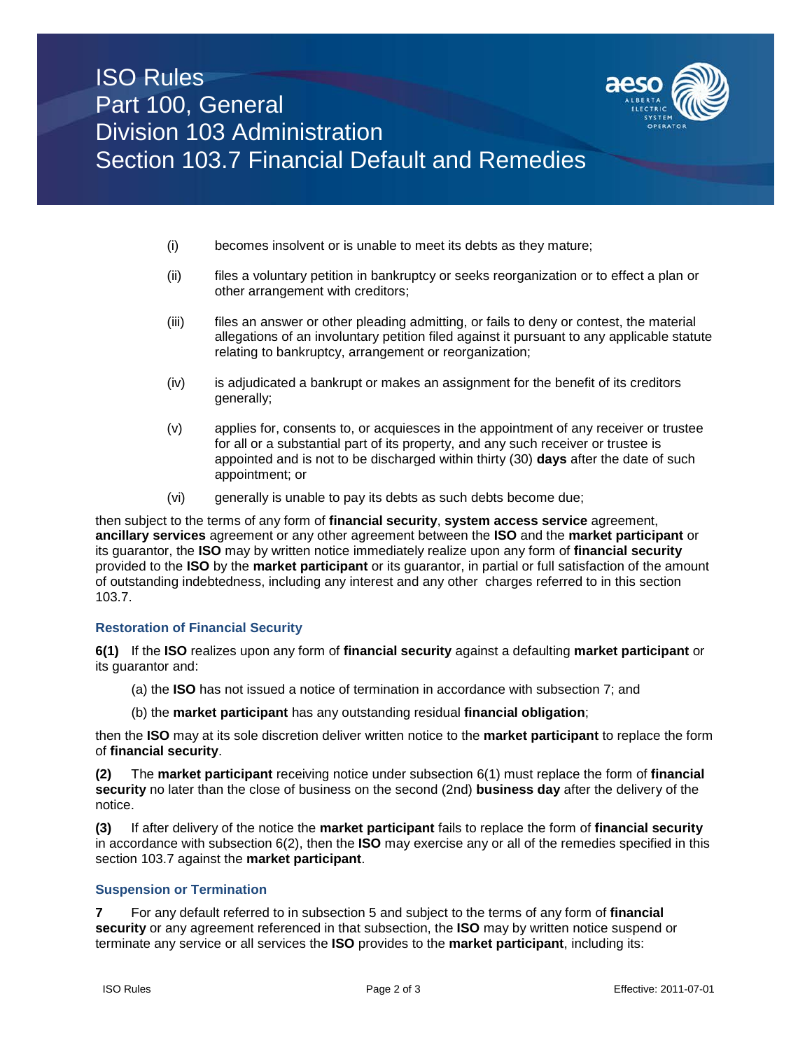(i) becomes insolvent or is unable to meet its debts as they mature;

(ii) files a voluntary petition in bankruptcy or seeks reorganization or to effect a plan or other arrangement with creditors;

(iii) files an answer or other pleading admitting, or fails to deny or contest, the material allegations of an involuntary petition filed against it pursuant to any applicable statute relating to bankruptcy, arrangement or reorganization;

(iv) is adjudicated a bankrupt or makes an assignment for the benefit of its creditors generally;

(v) applies for, consents to, or acquiesces in the appointment of any receiver or trustee for all or a substantial part of its property, and any such receiver or trustee is appointed and is not to be discharged within thirty (30) **days** after the date of such appointment; or

(vi) generally is unable to pay its debts as such debts become due;

then subject to the terms of any form of **financial security**, **system access service** agreement, **ancillary services** agreement or any other agreement between the **ISO** and the **market participant** or its guarantor, the **ISO** may by written notice immediately realize upon any form of **financial security** provided to the **ISO** by the **market participant** or its guarantor, in partial or full satisfaction of the amount of outstanding indebtedness, including any interest and any other charges referred to in this section 103.7.

### Restoration of Financial Security

**6(1)** If the **ISO** realizes upon any form of **financial security** against a defaulting **market participant** or its guarantor and:

(a) the **ISO** has not issued a notice of termination in accordance with subsection 7; and

(b) the **market participant** has any outstanding residual **financial obligation**;

then the **ISO** may at its sole discretion deliver written notice to the **market participant** to replace the form of **financial security**.

**(2)** The **market participant** receiving notice under subsection 6(1) must replace the form of **financial security** no later than the close of business on the second (2nd) **business day** after the delivery of the notice.

**(3)** If after delivery of the notice the **market participant** fails to replace the form of **financial security** in accordance with subsection 6(2), then the **ISO** may exercise any or all of the remedies specified in this section 103.7 against the **market participant**.

### Suspension or Termination

**7** For any default referred to in subsection 5 and subject to the terms of any form of **financial security** or any agreement referenced in that subsection, the **ISO** may by written notice suspend or terminate any service or all services the **ISO** provides to the **market participant**, including its: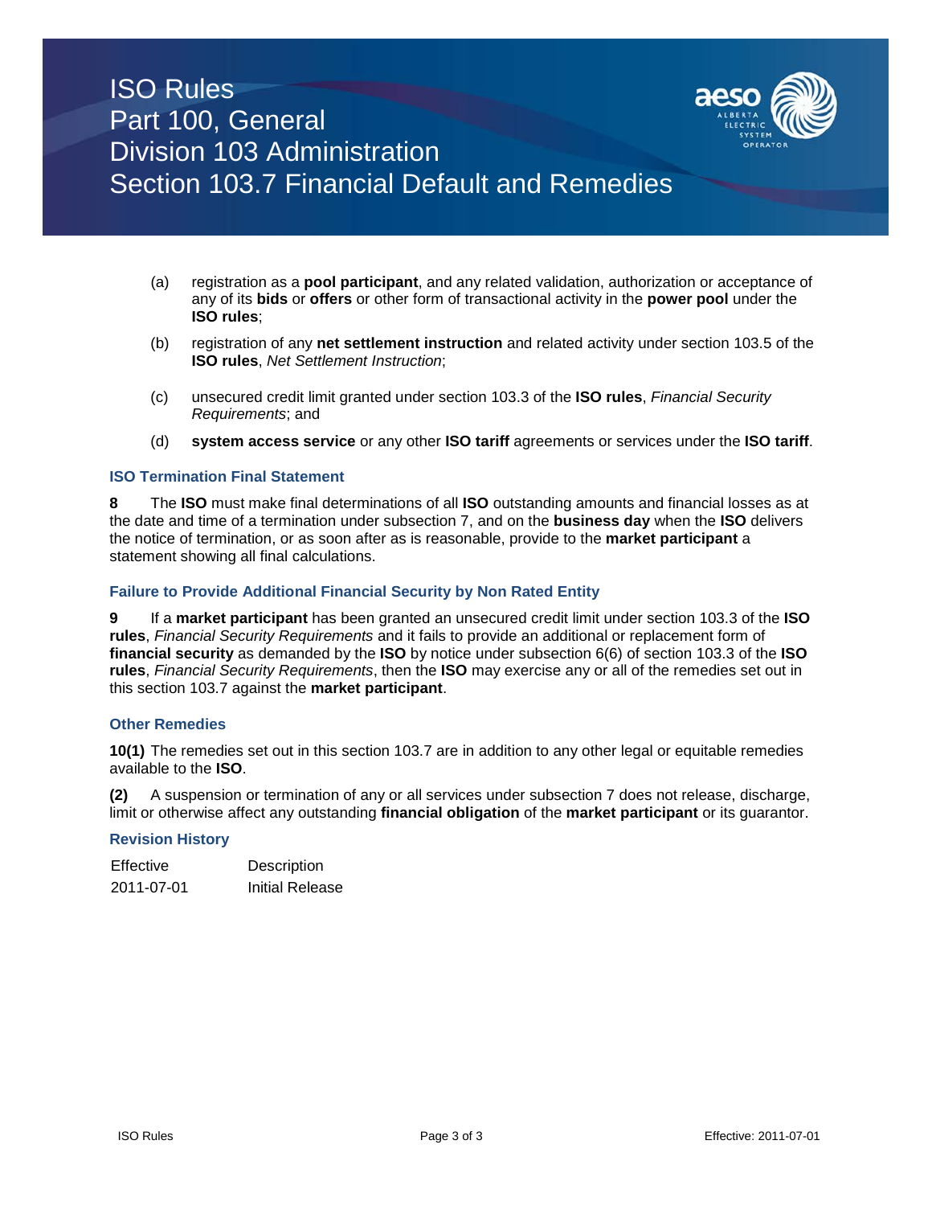(a) registration as a **pool participant**, and any related validation, authorization or acceptance of any of its **bids** or **offers** or other form of transactional activity in the **power pool** under the **ISO rules**;

(b) registration of any **net settlement instruction** and related activity under section 103.5 of the **ISO rules**, *Net Settlement Instruction*;

(c) unsecured credit limit granted under section 103.3 of the **ISO rules**, *Financial Security Requirements*; and

(d) **system access service** or any other **ISO tariff** agreements or services under the **ISO tariff**.

### ISO Termination Final Statement

**8** The **ISO** must make final determinations of all **ISO** outstanding amounts and financial losses as at the date and time of a termination under subsection 7, and on the **business day** when the **ISO** delivers the notice of termination, or as soon after as is reasonable, provide to the **market participant** a statement showing all final calculations.

### Failure to Provide Additional Financial Security by Non Rated Entity

**9** If a **market participant** has been granted an unsecured credit limit under section 103.3 of the **ISO rules**, *Financial Security Requirements* and it fails to provide an additional or replacement form of **financial security** as demanded by the **ISO** by notice under subsection 6(6) of section 103.3 of the **ISO rules**, *Financial Security Requirements*, then the **ISO** may exercise any or all of the remedies set out in this section 103.7 against the **market participant**.

### Other Remedies

**10(1)** The remedies set out in this section 103.7 are in addition to any other legal or equitable remedies available to the **ISO**.

**(2)** A suspension or termination of any or all services under subsection 7 does not release, discharge, limit or otherwise affect any outstanding **financial obligation** of the **market participant** or its guarantor.

### Revision History

| Effective | Description |
|---|---|
| 2011-07-01 | Initial Release |